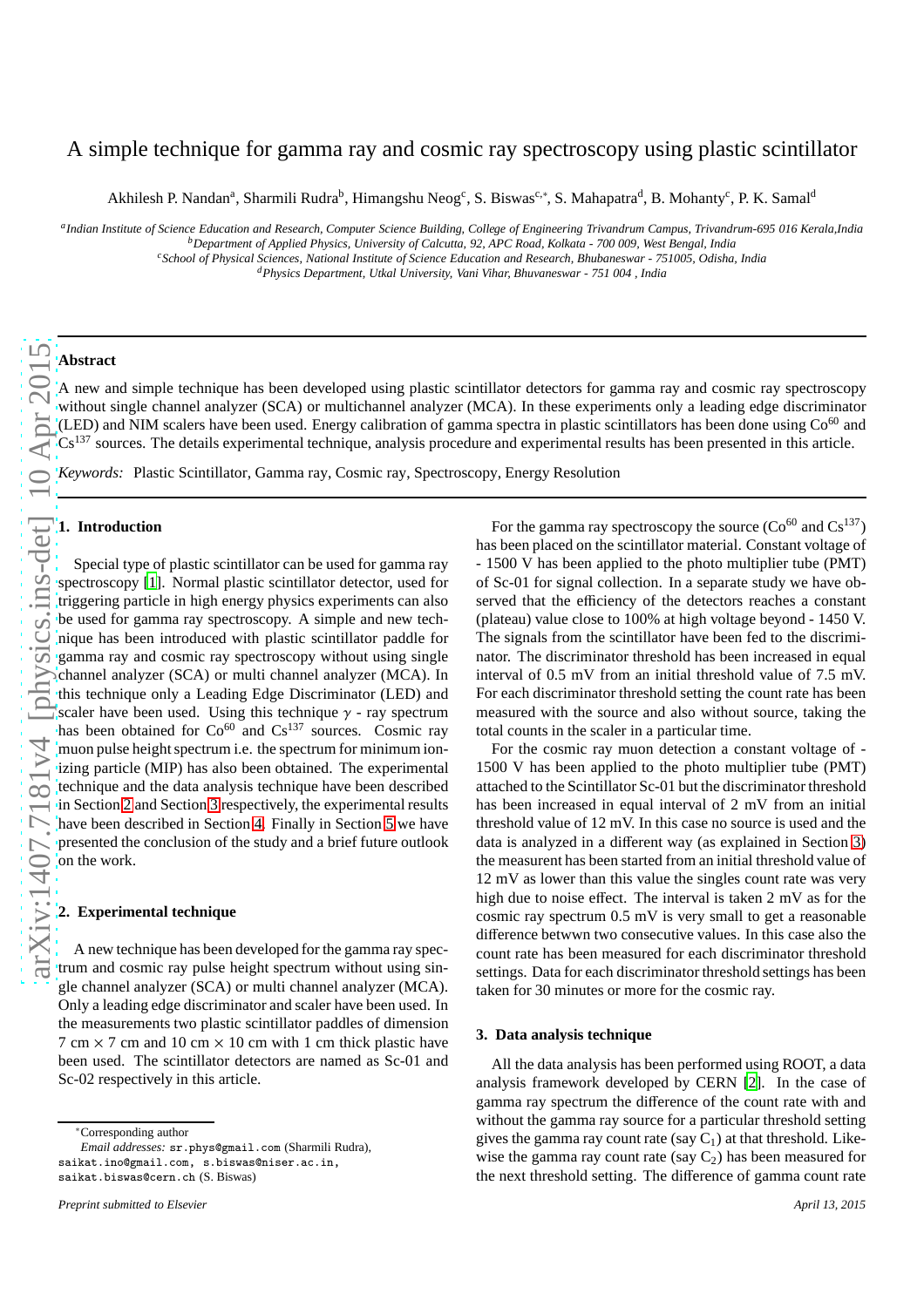# A simple technique for gamma ray and cosmic ray spectroscopy using plastic scintillator

Akhilesh P. Nandan[a], Sharmili Rudra[b], Himangshu Neog[c], S. Biswas[c,*], S. Mahapatra[d], B. Mohanty[c], P. K. Samal[d]

[a] *Indian Institute of Science Education and Research, Computer Science Building, College of Engineering Trivandrum Campus, Trivandrum-695 016 Kerala,India*
[b] *Department of Applied Physics, University of Calcutta, 92, APC Road, Kolkata - 700 009, West Bengal, India*
[c] *School of Physical Sciences, National Institute of Science Education and Research, Bhubaneswar - 751005, Odisha, India*
[d] *Physics Department, Utkal University, Vani Vihar, Bhuvaneswar - 751 004 , India*

## Abstract

A new and simple technique has been developed using plastic scintillator detectors for gamma ray and cosmic ray spectroscopy without single channel analyzer (SCA) or multichannel analyzer (MCA). In these experiments only a leading edge discriminator (LED) and NIM scalers have been used. Energy calibration of gamma spectra in plastic scintillators has been done using $Co^{60}$ and $Cs^{137}$ sources. The details experimental technique, analysis procedure and experimental results has been presented in this article.

*Keywords:* Plastic Scintillator, Gamma ray, Cosmic ray, Spectroscopy, Energy Resolution

## 1. Introduction

Special type of plastic scintillator can be used for gamma ray spectroscopy [1]. Normal plastic scintillator detector, used for triggering particle in high energy physics experiments can also be used for gamma ray spectroscopy. A simple and new technique has been introduced with plastic scintillator paddle for gamma ray and cosmic ray spectroscopy without using single channel analyzer (SCA) or multi channel analyzer (MCA). In this technique only a Leading Edge Discriminator (LED) and scaler have been used. Using this technique $\gamma$ - ray spectrum has been obtained for $Co^{60}$ and $Cs^{137}$ sources. Cosmic ray muon pulse height spectrum i.e. the spectrum for minimum ionizing particle (MIP) has also been obtained. The experimental technique and the data analysis technique have been described in Section 2 and Section 3 respectively, the experimental results have been described in Section 4. Finally in Section 5 we have presented the conclusion of the study and a brief future outlook on the work.

## 2. Experimental technique

A new technique has been developed for the gamma ray spectrum and cosmic ray pulse height spectrum without using single channel analyzer (SCA) or multi channel analyzer (MCA). Only a leading edge discriminator and scaler have been used. In the measurements two plastic scintillator paddles of dimension 7 cm × 7 cm and 10 cm × 10 cm with 1 cm thick plastic have been used. The scintillator detectors are named as Sc-01 and Sc-02 respectively in this article.

For the gamma ray spectroscopy the source ($Co^{60}$ and $Cs^{137}$) has been placed on the scintillator material. Constant voltage of - 1500 V has been applied to the photo multiplier tube (PMT) of Sc-01 for signal collection. In a separate study we have observed that the efficiency of the detectors reaches a constant (plateau) value close to 100% at high voltage beyond - 1450 V. The signals from the scintillator have been fed to the discriminator. The discriminator threshold has been increased in equal interval of 0.5 mV from an initial threshold value of 7.5 mV. For each discriminator threshold setting the count rate has been measured with the source and also without source, taking the total counts in the scaler in a particular time.

For the cosmic ray muon detection a constant voltage of - 1500 V has been applied to the photo multiplier tube (PMT) attached to the Scintillator Sc-01 but the discriminator threshold has been increased in equal interval of 2 mV from an initial threshold value of 12 mV. In this case no source is used and the data is analyzed in a different way (as explained in Section 3) the measurent has been started from an initial threshold value of 12 mV as lower than this value the singles count rate was very high due to noise effect. The interval is taken 2 mV as for the cosmic ray spectrum 0.5 mV is very small to get a reasonable difference betwwn two consecutive values. In this case also the count rate has been measured for each discriminator threshold settings. Data for each discriminator threshold settings has been taken for 30 minutes or more for the cosmic ray.

## 3. Data analysis technique

All the data analysis has been performed using ROOT, a data analysis framework developed by CERN [2]. In the case of gamma ray spectrum the difference of the count rate with and without the gamma ray source for a particular threshold setting gives the gamma ray count rate (say $C_1$) at that threshold. Likewise the gamma ray count rate (say $C_2$) has been measured for the next threshold setting. The difference of gamma count rate

*Corresponding author
*Email addresses:* sr.phys@gmail.com (Sharmili Rudra), saikat.ino@gmail.com, s.biswas@niser.ac.in, saikat.biswas@cern.ch (S. Biswas)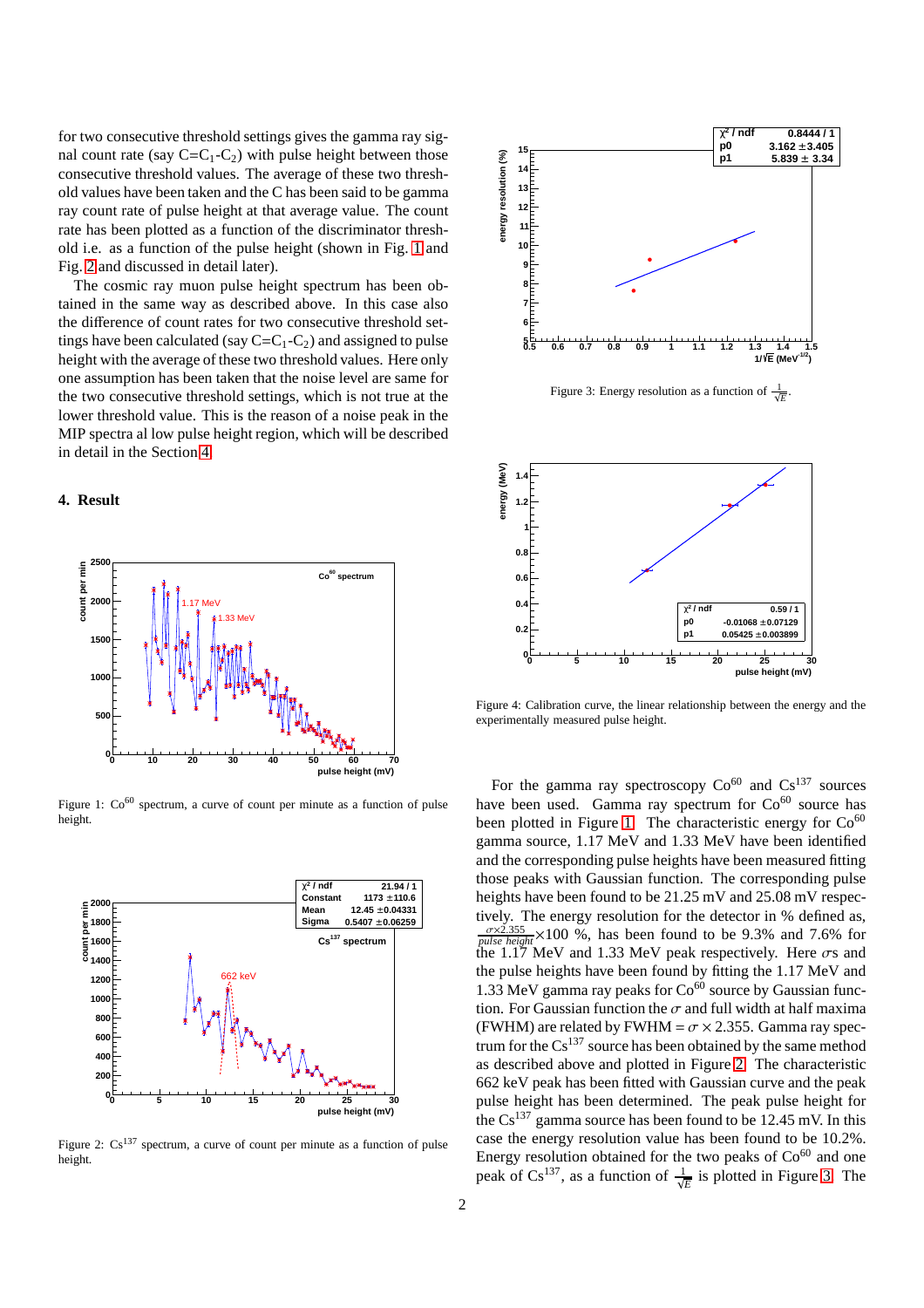for two consecutive threshold settings gives the gamma ray signal count rate (say C=$C_1$-$C_2$) with pulse height between those consecutive threshold values. The average of these two threshold values have been taken and the C has been said to be gamma ray count rate of pulse height at that average value. The count rate has been plotted as a function of the discriminator threshold i.e. as a function of the pulse height (shown in Fig. 1 and Fig. 2 and discussed in detail later).

The cosmic ray muon pulse height spectrum has been obtained in the same way as described above. In this case also the difference of count rates for two consecutive threshold settings have been calculated (say C=$C_1$-$C_2$) and assigned to pulse height with the average of these two threshold values. Here only one assumption has been taken that the noise level are same for the two consecutive threshold settings, which is not true at the lower threshold value. This is the reason of a noise peak in the MIP spectra al low pulse height region, which will be described in detail in the Section 4.

## 4. Result

Figure 1: $Co^{60}$ spectrum, a curve of count per minute as a function of pulse height.

Figure 2: $Cs^{137}$ spectrum, a curve of count per minute as a function of pulse height.

Figure 3: Energy resolution as a function of $\frac{1}{\sqrt{E}}$.

Figure 4: Calibration curve, the linear relationship between the energy and the experimentally measured pulse height.

For the gamma ray spectroscopy $Co^{60}$ and $Cs^{137}$ sources have been used. Gamma ray spectrum for $Co^{60}$ source has been plotted in Figure 1. The characteristic energy for $Co^{60}$ gamma source, 1.17 MeV and 1.33 MeV have been identified and the corresponding pulse heights have been measured fitting those peaks with Gaussian function. The corresponding pulse heights have been found to be 21.25 mV and 25.08 mV respectively. The energy resolution for the detector in % defined as, $\frac{\sigma\times 2.355}{pulse\ height}\times 100$ %, has been found to be 9.3% and 7.6% for the 1.17 MeV and 1.33 MeV peak respectively. Here $\sigma$s and the pulse heights have been found by fitting the 1.17 MeV and 1.33 MeV gamma ray peaks for $Co^{60}$ source by Gaussian function. For Gaussian function the $\sigma$ and full width at half maxima (FWHM) are related by FWHM = $\sigma \times 2.355$. Gamma ray spectrum for the $Cs^{137}$ source has been obtained by the same method as described above and plotted in Figure 2. The characteristic 662 keV peak has been fitted with Gaussian curve and the peak pulse height has been determined. The peak pulse height for the $Cs^{137}$ gamma source has been found to be 12.45 mV. In this case the energy resolution value has been found to be 10.2%. Energy resolution obtained for the two peaks of $Co^{60}$ and one peak of $Cs^{137}$, as a function of $\frac{1}{\sqrt{E}}$ is plotted in Figure 3. The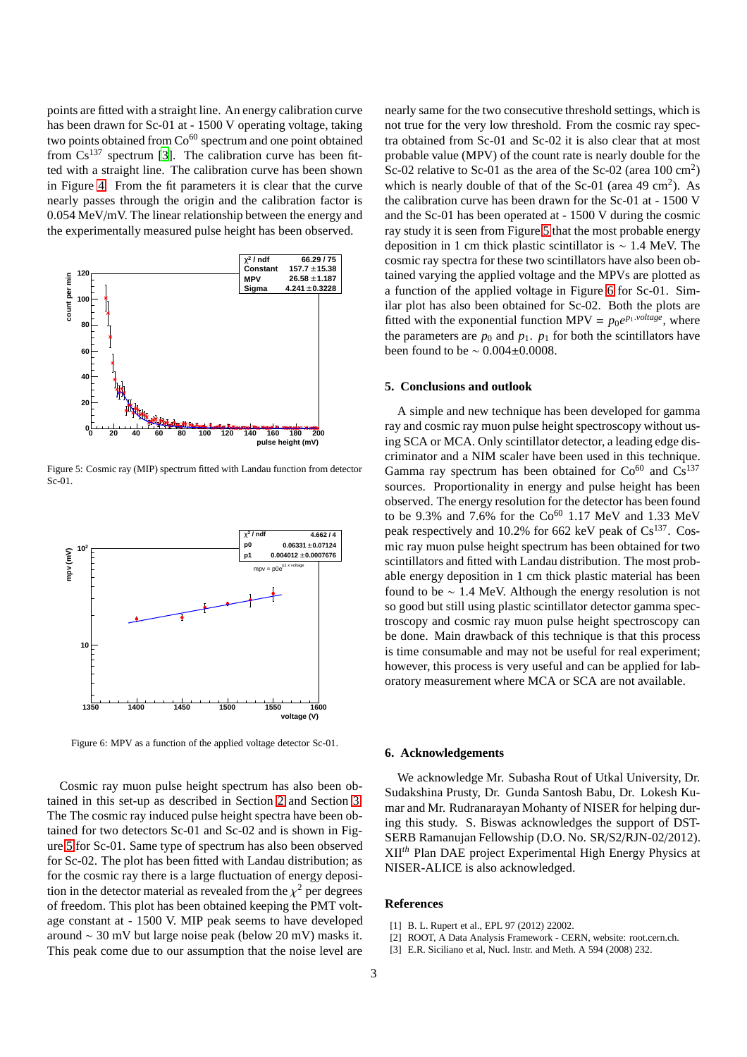points are fitted with a straight line. An energy calibration curve has been drawn for Sc-01 at - 1500 V operating voltage, taking two points obtained from $Co^{60}$ spectrum and one point obtained from $Cs^{137}$ spectrum [3]. The calibration curve has been fitted with a straight line. The calibration curve has been shown in Figure 4. From the fit parameters it is clear that the curve nearly passes through the origin and the calibration factor is 0.054 MeV/mV. The linear relationship between the energy and the experimentally measured pulse height has been observed.

χ² / ndf 66.29 / 75
Constant 157.7 ± 15.38
MPV 26.58 ± 1.187
Sigma 4.241 ± 0.3228

count per min
0 20 40 60 80 100 120
0 20 40 60 80 100 120 140 160 180 200
pulse height (mV)

Figure 5: Cosmic ray (MIP) spectrum fitted with Landau function from detector Sc-01.

χ² / ndf 4.662 / 4
p0 0.06331 ± 0.07124
p1 0.004012 ± 0.0007676
mpv = p0e^{p1 × voltage}

mpv (mV)
10
10²
1350 1400 1450 1500 1550 1600
voltage (V)

Figure 6: MPV as a function of the applied voltage detector Sc-01.

Cosmic ray muon pulse height spectrum has also been obtained in this set-up as described in Section 2 and Section 3. The The cosmic ray induced pulse height spectra have been obtained for two detectors Sc-01 and Sc-02 and is shown in Figure 5 for Sc-01. Same type of spectrum has also been observed for Sc-02. The plot has been fitted with Landau distribution; as for the cosmic ray there is a large fluctuation of energy deposition in the detector material as revealed from the $\chi^2$ per degrees of freedom. This plot has been obtained keeping the PMT voltage constant at - 1500 V. MIP peak seems to have developed around ~ 30 mV but large noise peak (below 20 mV) masks it. This peak come due to our assumption that the noise level are nearly same for the two consecutive threshold settings, which is not true for the very low threshold. From the cosmic ray spectra obtained from Sc-01 and Sc-02 it is also clear that at most probable value (MPV) of the count rate is nearly double for the Sc-02 relative to Sc-01 as the area of the Sc-02 (area 100 cm$^2$) which is nearly double of that of the Sc-01 (area 49 cm$^2$). As the calibration curve has been drawn for the Sc-01 at - 1500 V and the Sc-01 has been operated at - 1500 V during the cosmic ray study it is seen from Figure 5 that the most probable energy deposition in 1 cm thick plastic scintillator is ~ 1.4 MeV. The cosmic ray spectra for these two scintillators have also been obtained varying the applied voltage and the MPVs are plotted as a function of the applied voltage in Figure 6 for Sc-01. Similar plot has also been obtained for Sc-02. Both the plots are fitted with the exponential function MPV = $p_0 e^{p_1 . voltage}$, where the parameters are $p_0$ and $p_1$. $p_1$ for both the scintillators have been found to be ~ 0.004±0.0008.

## 5. Conclusions and outlook

A simple and new technique has been developed for gamma ray and cosmic ray muon pulse height spectroscopy without using SCA or MCA. Only scintillator detector, a leading edge discriminator and a NIM scaler have been used in this technique. Gamma ray spectrum has been obtained for $Co^{60}$ and $Cs^{137}$ sources. Proportionality in energy and pulse height has been observed. The energy resolution for the detector has been found to be 9.3% and 7.6% for the $Co^{60}$ 1.17 MeV and 1.33 MeV peak respectively and 10.2% for 662 keV peak of $Cs^{137}$. Cosmic ray muon pulse height spectrum has been obtained for two scintillators and fitted with Landau distribution. The most probable energy deposition in 1 cm thick plastic material has been found to be ~ 1.4 MeV. Although the energy resolution is not so good but still using plastic scintillator detector gamma spectroscopy and cosmic ray muon pulse height spectroscopy can be done. Main drawback of this technique is that this process is time consumable and may not be useful for real experiment; however, this process is very useful and can be applied for laboratory measurement where MCA or SCA are not available.

## 6. Acknowledgements

We acknowledge Mr. Subasha Rout of Utkal University, Dr. Sudakshina Prusty, Dr. Gunda Santosh Babu, Dr. Lokesh Kumar and Mr. Rudranarayan Mohanty of NISER for helping during this study. S. Biswas acknowledges the support of DST-SERB Ramanujan Fellowship (D.O. No. SR/S2/RJN-02/2012). XII$^{th}$ Plan DAE project Experimental High Energy Physics at NISER-ALICE is also acknowledged.

## References

[1] B. L. Rupert et al., EPL 97 (2012) 22002.

[2] ROOT, A Data Analysis Framework - CERN, website: root.cern.ch.

[3] E.R. Siciliano et al, Nucl. Instr. and Meth. A 594 (2008) 232.